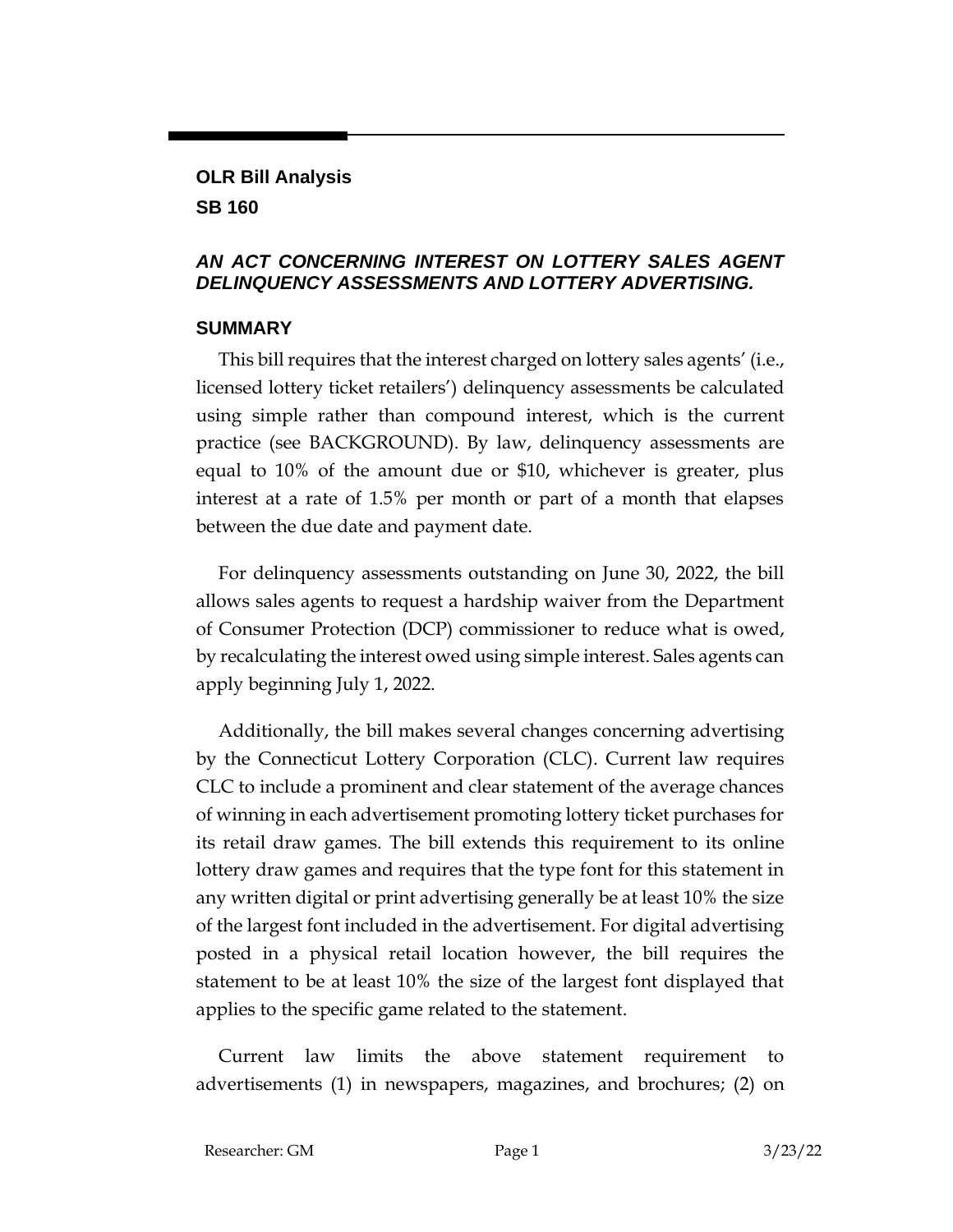**OLR Bill Analysis**

**SB 160**

***AN ACT CONCERNING INTEREST ON LOTTERY SALES AGENT DELINQUENCY ASSESSMENTS AND LOTTERY ADVERTISING.***

## SUMMARY

This bill requires that the interest charged on lottery sales agents' (i.e., licensed lottery ticket retailers') delinquency assessments be calculated using simple rather than compound interest, which is the current practice (see BACKGROUND). By law, delinquency assessments are equal to 10% of the amount due or $10, whichever is greater, plus interest at a rate of 1.5% per month or part of a month that elapses between the due date and payment date.

For delinquency assessments outstanding on June 30, 2022, the bill allows sales agents to request a hardship waiver from the Department of Consumer Protection (DCP) commissioner to reduce what is owed, by recalculating the interest owed using simple interest. Sales agents can apply beginning July 1, 2022.

Additionally, the bill makes several changes concerning advertising by the Connecticut Lottery Corporation (CLC). Current law requires CLC to include a prominent and clear statement of the average chances of winning in each advertisement promoting lottery ticket purchases for its retail draw games. The bill extends this requirement to its online lottery draw games and requires that the type font for this statement in any written digital or print advertising generally be at least 10% the size of the largest font included in the advertisement. For digital advertising posted in a physical retail location however, the bill requires the statement to be at least 10% the size of the largest font displayed that applies to the specific game related to the statement.

Current law limits the above statement requirement to advertisements (1) in newspapers, magazines, and brochures; (2) on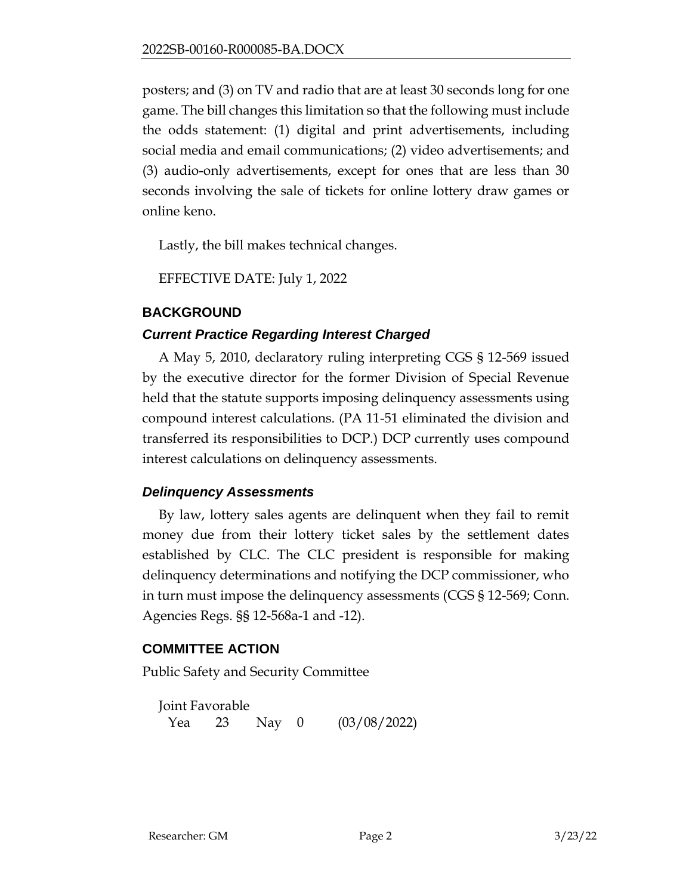posters; and (3) on TV and radio that are at least 30 seconds long for one game. The bill changes this limitation so that the following must include the odds statement: (1) digital and print advertisements, including social media and email communications; (2) video advertisements; and (3) audio-only advertisements, except for ones that are less than 30 seconds involving the sale of tickets for online lottery draw games or online keno.

Lastly, the bill makes technical changes.

EFFECTIVE DATE: July 1, 2022

## BACKGROUND

### *Current Practice Regarding Interest Charged*

A May 5, 2010, declaratory ruling interpreting CGS § 12-569 issued by the executive director for the former Division of Special Revenue held that the statute supports imposing delinquency assessments using compound interest calculations. (PA 11-51 eliminated the division and transferred its responsibilities to DCP.) DCP currently uses compound interest calculations on delinquency assessments.

### *Delinquency Assessments*

By law, lottery sales agents are delinquent when they fail to remit money due from their lottery ticket sales by the settlement dates established by CLC. The CLC president is responsible for making delinquency determinations and notifying the DCP commissioner, who in turn must impose the delinquency assessments (CGS § 12-569; Conn. Agencies Regs. §§ 12-568a-1 and -12).

## COMMITTEE ACTION

Public Safety and Security Committee

| | | | | |
|---|---|---|---|---|
| Joint Favorable | | | | |
| Yea | 23 | Nay | 0 | (03/08/2022) |